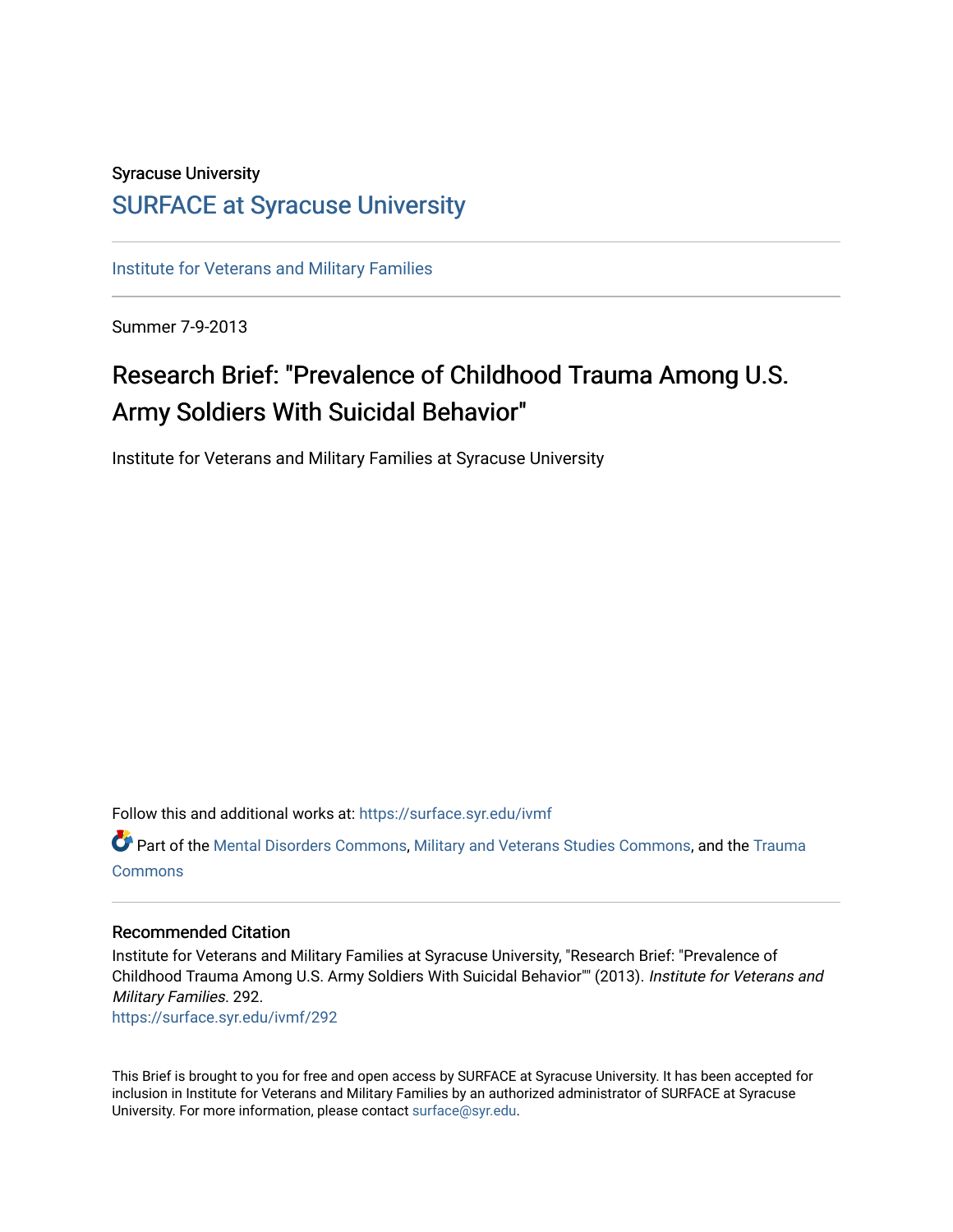Syracuse University

# SURFACE at Syracuse University

Institute for Veterans and Military Families

Summer 7-9-2013

## Research Brief: "Prevalence of Childhood Trauma Among U.S. Army Soldiers With Suicidal Behavior"

Institute for Veterans and Military Families at Syracuse University

Follow this and additional works at: https://surface.syr.edu/ivmf

Part of the Mental Disorders Commons, Military and Veterans Studies Commons, and the Trauma Commons

### Recommended Citation

Institute for Veterans and Military Families at Syracuse University, "Research Brief: "Prevalence of Childhood Trauma Among U.S. Army Soldiers With Suicidal Behavior"" (2013). *Institute for Veterans and Military Families*. 292.
https://surface.syr.edu/ivmf/292

This Brief is brought to you for free and open access by SURFACE at Syracuse University. It has been accepted for inclusion in Institute for Veterans and Military Families by an authorized administrator of SURFACE at Syracuse University. For more information, please contact surface@syr.edu.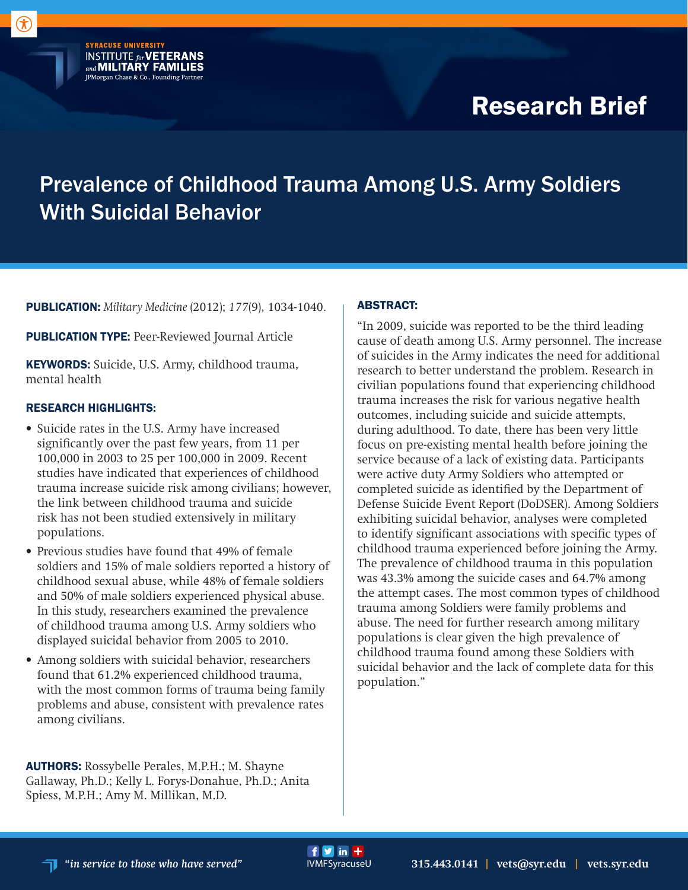SYRACUSE UNIVERSITY
INSTITUTE *for* VETERANS *and* MILITARY FAMILIES
JPMorgan Chase & Co., Founding Partner

# Research Brief

## Prevalence of Childhood Trauma Among U.S. Army Soldiers With Suicidal Behavior

**PUBLICATION:** *Military Medicine* (2012); *177*(9), 1034-1040.

**PUBLICATION TYPE:** Peer-Reviewed Journal Article

**KEYWORDS:** Suicide, U.S. Army, childhood trauma, mental health

### RESEARCH HIGHLIGHTS:

- Suicide rates in the U.S. Army have increased significantly over the past few years, from 11 per 100,000 in 2003 to 25 per 100,000 in 2009. Recent studies have indicated that experiences of childhood trauma increase suicide risk among civilians; however, the link between childhood trauma and suicide risk has not been studied extensively in military populations.
- Previous studies have found that 49% of female soldiers and 15% of male soldiers reported a history of childhood sexual abuse, while 48% of female soldiers and 50% of male soldiers experienced physical abuse. In this study, researchers examined the prevalence of childhood trauma among U.S. Army soldiers who displayed suicidal behavior from 2005 to 2010.
- Among soldiers with suicidal behavior, researchers found that 61.2% experienced childhood trauma, with the most common forms of trauma being family problems and abuse, consistent with prevalence rates among civilians.

**AUTHORS:** Rossybelle Perales, M.P.H.; M. Shayne Gallaway, Ph.D.; Kelly L. Forys-Donahue, Ph.D.; Anita Spiess, M.P.H.; Amy M. Millikan, M.D.

### ABSTRACT:

"In 2009, suicide was reported to be the third leading cause of death among U.S. Army personnel. The increase of suicides in the Army indicates the need for additional research to better understand the problem. Research in civilian populations found that experiencing childhood trauma increases the risk for various negative health outcomes, including suicide and suicide attempts, during adulthood. To date, there has been very little focus on pre-existing mental health before joining the service because of a lack of existing data. Participants were active duty Army Soldiers who attempted or completed suicide as identified by the Department of Defense Suicide Event Report (DoDSER). Among Soldiers exhibiting suicidal behavior, analyses were completed to identify significant associations with specific types of childhood trauma experienced before joining the Army. The prevalence of childhood trauma in this population was 43.3% among the suicide cases and 64.7% among the attempt cases. The most common types of childhood trauma among Soldiers were family problems and abuse. The need for further research among military populations is clear given the high prevalence of childhood trauma found among these Soldiers with suicidal behavior and the lack of complete data for this population."

*"in service to those who have served"* IVMFSyracuseU 315.443.0141 | vets@syr.edu | vets.syr.edu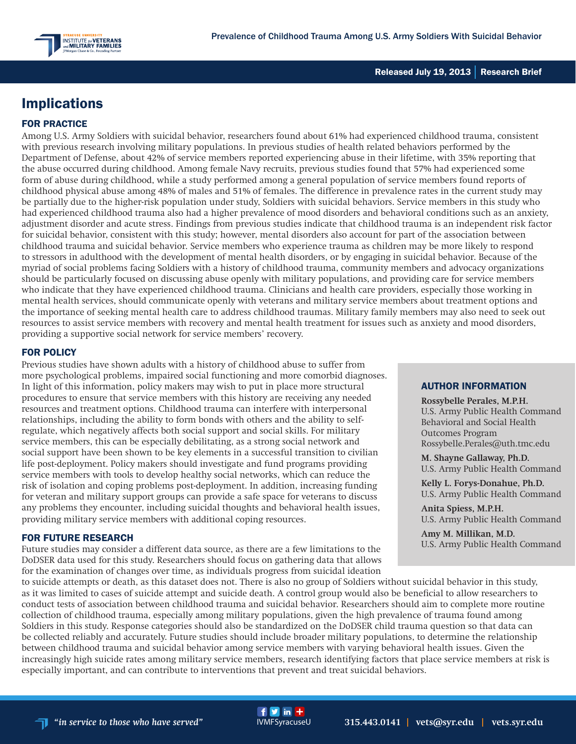# Implications

## FOR PRACTICE

Among U.S. Army Soldiers with suicidal behavior, researchers found about 61% had experienced childhood trauma, consistent with previous research involving military populations. In previous studies of health related behaviors performed by the Department of Defense, about 42% of service members reported experiencing abuse in their lifetime, with 35% reporting that the abuse occurred during childhood. Among female Navy recruits, previous studies found that 57% had experienced some form of abuse during childhood, while a study performed among a general population of service members found reports of childhood physical abuse among 48% of males and 51% of females. The difference in prevalence rates in the current study may be partially due to the higher-risk population under study, Soldiers with suicidal behaviors. Service members in this study who had experienced childhood trauma also had a higher prevalence of mood disorders and behavioral conditions such as an anxiety, adjustment disorder and acute stress. Findings from previous studies indicate that childhood trauma is an independent risk factor for suicidal behavior, consistent with this study; however, mental disorders also account for part of the association between childhood trauma and suicidal behavior. Service members who experience trauma as children may be more likely to respond to stressors in adulthood with the development of mental health disorders, or by engaging in suicidal behavior. Because of the myriad of social problems facing Soldiers with a history of childhood trauma, community members and advocacy organizations should be particularly focused on discussing abuse openly with military populations, and providing care for service members who indicate that they have experienced childhood trauma. Clinicians and health care providers, especially those working in mental health services, should communicate openly with veterans and military service members about treatment options and the importance of seeking mental health care to address childhood traumas. Military family members may also need to seek out resources to assist service members with recovery and mental health treatment for issues such as anxiety and mood disorders, providing a supportive social network for service members' recovery.

## FOR POLICY

Previous studies have shown adults with a history of childhood abuse to suffer from more psychological problems, impaired social functioning and more comorbid diagnoses. In light of this information, policy makers may wish to put in place more structural procedures to ensure that service members with this history are receiving any needed resources and treatment options. Childhood trauma can interfere with interpersonal relationships, including the ability to form bonds with others and the ability to self-regulate, which negatively affects both social support and social skills. For military service members, this can be especially debilitating, as a strong social network and social support have been shown to be key elements in a successful transition to civilian life post-deployment. Policy makers should investigate and fund programs providing service members with tools to develop healthy social networks, which can reduce the risk of isolation and coping problems post-deployment. In addition, increasing funding for veteran and military support groups can provide a safe space for veterans to discuss any problems they encounter, including suicidal thoughts and behavioral health issues, providing military service members with additional coping resources.

## FOR FUTURE RESEARCH

Future studies may consider a different data source, as there are a few limitations to the DoDSER data used for this study. Researchers should focus on gathering data that allows for the examination of changes over time, as individuals progress from suicidal ideation to suicide attempts or death, as this dataset does not. There is also no group of Soldiers without suicidal behavior in this study, as it was limited to cases of suicide attempt and suicide death. A control group would also be beneficial to allow researchers to conduct tests of association between childhood trauma and suicidal behavior. Researchers should aim to complete more routine collection of childhood trauma, especially among military populations, given the high prevalence of trauma found among Soldiers in this study. Response categories should also be standardized on the DoDSER child trauma question so that data can be collected reliably and accurately. Future studies should include broader military populations, to determine the relationship between childhood trauma and suicidal behavior among service members with varying behavioral health issues. Given the increasingly high suicide rates among military service members, research identifying factors that place service members at risk is especially important, and can contribute to interventions that prevent and treat suicidal behaviors.

### AUTHOR INFORMATION

**Rossybelle Perales, M.P.H.**
U.S. Army Public Health Command
Behavioral and Social Health Outcomes Program
Rossybelle.Perales@uth.tmc.edu

**M. Shayne Gallaway, Ph.D.**
U.S. Army Public Health Command

**Kelly L. Forys-Donahue, Ph.D.**
U.S. Army Public Health Command

**Anita Spiess, M.P.H.**
U.S. Army Public Health Command

**Amy M. Millikan, M.D.**
U.S. Army Public Health Command

*"in service to those who have served"*

IVMFSyracuseU

315.443.0141 | vets@syr.edu | vets.syr.edu